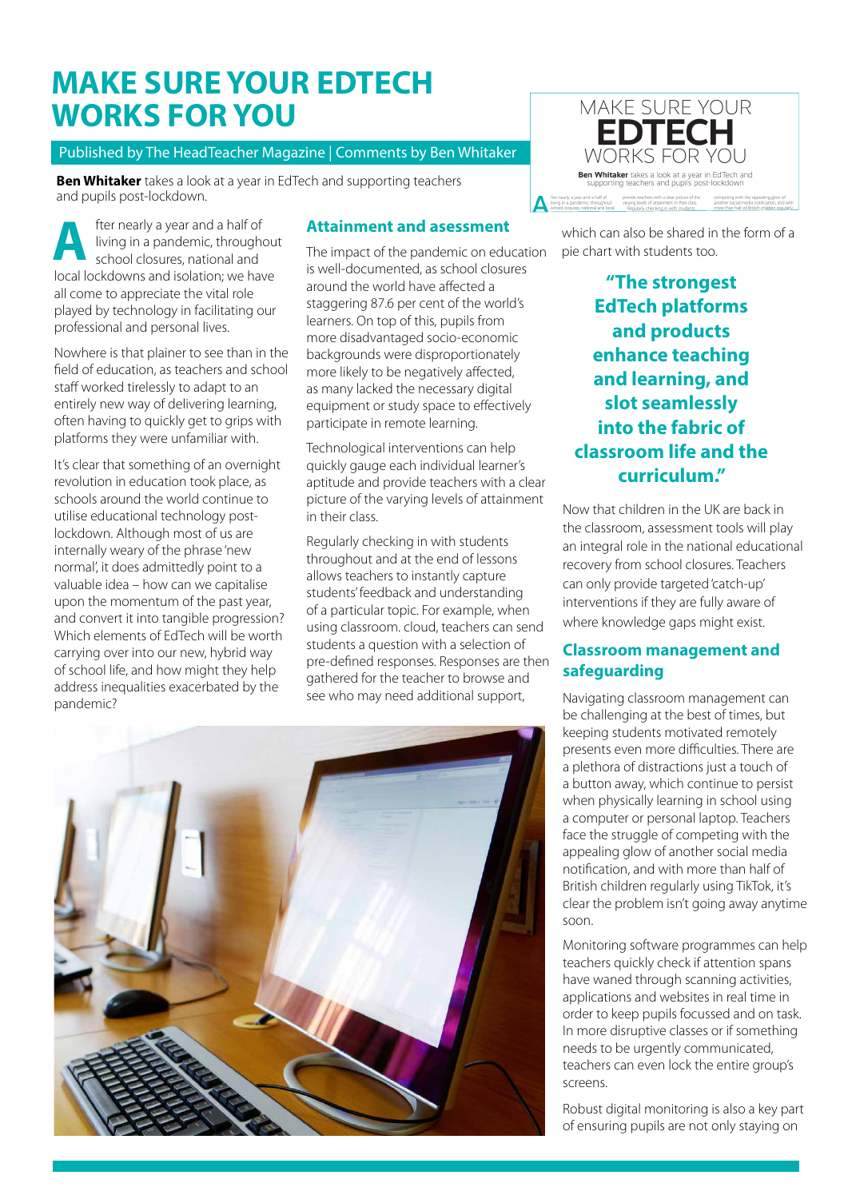# MAKE SURE YOUR EDTECH WORKS FOR YOU

Published by The HeadTeacher Magazine | Comments by Ben Whitaker

**Ben Whitaker** takes a look at a year in EdTech and supporting teachers and pupils post-lockdown.

After nearly a year and a half of living in a pandemic, throughout school closures, national and local lockdowns and isolation; we have all come to appreciate the vital role played by technology in facilitating our professional and personal lives.

Nowhere is that plainer to see than in the field of education, as teachers and school staff worked tirelessly to adapt to an entirely new way of delivering learning, often having to quickly get to grips with platforms they were unfamiliar with.

It's clear that something of an overnight revolution in education took place, as schools around the world continue to utilise educational technology post-lockdown. Although most of us are internally weary of the phrase 'new normal', it does admittedly point to a valuable idea – how can we capitalise upon the momentum of the past year, and convert it into tangible progression? Which elements of EdTech will be worth carrying over into our new, hybrid way of school life, and how might they help address inequalities exacerbated by the pandemic?

## Attainment and asessment

The impact of the pandemic on education is well-documented, as school closures around the world have affected a staggering 87.6 per cent of the world's learners. On top of this, pupils from more disadvantaged socio-economic backgrounds were disproportionately more likely to be negatively affected, as many lacked the necessary digital equipment or study space to effectively participate in remote learning.

Technological interventions can help quickly gauge each individual learner's aptitude and provide teachers with a clear picture of the varying levels of attainment in their class.

Regularly checking in with students throughout and at the end of lessons allows teachers to instantly capture students' feedback and understanding of a particular topic. For example, when using classroom. cloud, teachers can send students a question with a selection of pre-defined responses. Responses are then gathered for the teacher to browse and see who may need additional support, which can also be shared in the form of a pie chart with students too.

> **"The strongest EdTech platforms and products enhance teaching and learning, and slot seamlessly into the fabric of classroom life and the curriculum."**

Now that children in the UK are back in the classroom, assessment tools will play an integral role in the national educational recovery from school closures. Teachers can only provide targeted 'catch-up' interventions if they are fully aware of where knowledge gaps might exist.

## Classroom management and safeguarding

Navigating classroom management can be challenging at the best of times, but keeping students motivated remotely presents even more difficulties. There are a plethora of distractions just a touch of a button away, which continue to persist when physically learning in school using a computer or personal laptop. Teachers face the struggle of competing with the appealing glow of another social media notification, and with more than half of British children regularly using TikTok, it's clear the problem isn't going away anytime soon.

Monitoring software programmes can help teachers quickly check if attention spans have waned through scanning activities, applications and websites in real time in order to keep pupils focussed and on task. In more disruptive classes or if something needs to be urgently communicated, teachers can even lock the entire group's screens.

Robust digital monitoring is also a key part of ensuring pupils are not only staying on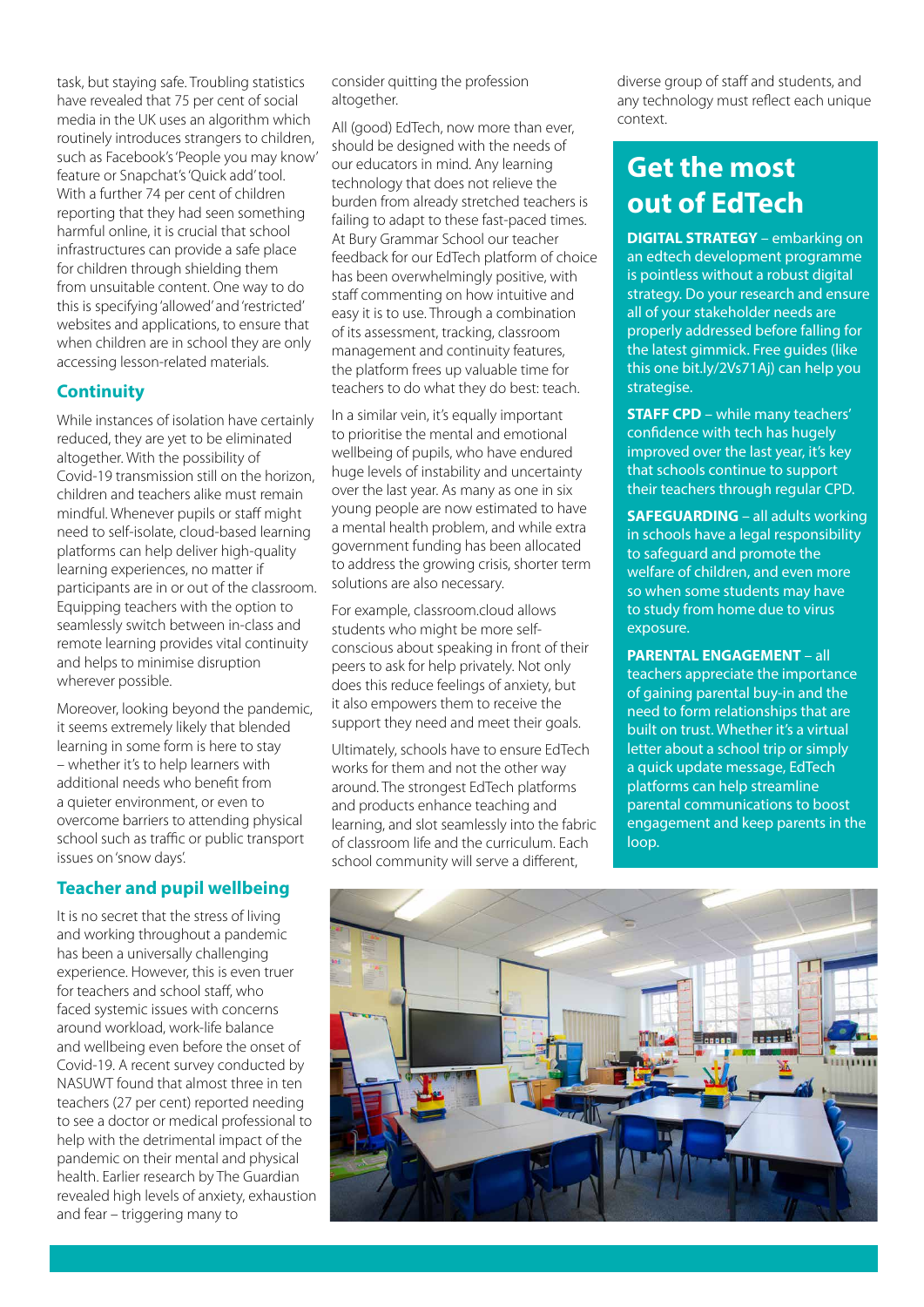task, but staying safe. Troubling statistics have revealed that 75 per cent of social media in the UK uses an algorithm which routinely introduces strangers to children, such as Facebook's 'People you may know' feature or Snapchat's 'Quick add' tool. With a further 74 per cent of children reporting that they had seen something harmful online, it is crucial that school infrastructures can provide a safe place for children through shielding them from unsuitable content. One way to do this is specifying 'allowed' and 'restricted' websites and applications, to ensure that when children are in school they are only accessing lesson-related materials.

### Continuity

While instances of isolation have certainly reduced, they are yet to be eliminated altogether. With the possibility of Covid-19 transmission still on the horizon, children and teachers alike must remain mindful. Whenever pupils or staff might need to self-isolate, cloud-based learning platforms can help deliver high-quality learning experiences, no matter if participants are in or out of the classroom. Equipping teachers with the option to seamlessly switch between in-class and remote learning provides vital continuity and helps to minimise disruption wherever possible.

Moreover, looking beyond the pandemic, it seems extremely likely that blended learning in some form is here to stay – whether it's to help learners with additional needs who benefit from a quieter environment, or even to overcome barriers to attending physical school such as traffic or public transport issues on 'snow days'.

### Teacher and pupil wellbeing

It is no secret that the stress of living and working throughout a pandemic has been a universally challenging experience. However, this is even truer for teachers and school staff, who faced systemic issues with concerns around workload, work-life balance and wellbeing even before the onset of Covid-19. A recent survey conducted by NASUWT found that almost three in ten teachers (27 per cent) reported needing to see a doctor or medical professional to help with the detrimental impact of the pandemic on their mental and physical health. Earlier research by The Guardian revealed high levels of anxiety, exhaustion and fear – triggering many to consider quitting the profession altogether.

All (good) EdTech, now more than ever, should be designed with the needs of our educators in mind. Any learning technology that does not relieve the burden from already stretched teachers is failing to adapt to these fast-paced times. At Bury Grammar School our teacher feedback for our EdTech platform of choice has been overwhelmingly positive, with staff commenting on how intuitive and easy it is to use. Through a combination of its assessment, tracking, classroom management and continuity features, the platform frees up valuable time for teachers to do what they do best: teach.

In a similar vein, it's equally important to prioritise the mental and emotional wellbeing of pupils, who have endured huge levels of instability and uncertainty over the last year. As many as one in six young people are now estimated to have a mental health problem, and while extra government funding has been allocated to address the growing crisis, shorter term solutions are also necessary.

For example, classroom.cloud allows students who might be more self-conscious about speaking in front of their peers to ask for help privately. Not only does this reduce feelings of anxiety, but it also empowers them to receive the support they need and meet their goals.

Ultimately, schools have to ensure EdTech works for them and not the other way around. The strongest EdTech platforms and products enhance teaching and learning, and slot seamlessly into the fabric of classroom life and the curriculum. Each school community will serve a different, diverse group of staff and students, and any technology must reflect each unique context.

## Get the most out of EdTech

**DIGITAL STRATEGY** – embarking on an edtech development programme is pointless without a robust digital strategy. Do your research and ensure all of your stakeholder needs are properly addressed before falling for the latest gimmick. Free guides (like this one bit.ly/2Vs71Aj) can help you strategise.

**STAFF CPD** – while many teachers' confidence with tech has hugely improved over the last year, it's key that schools continue to support their teachers through regular CPD.

**SAFEGUARDING** – all adults working in schools have a legal responsibility to safeguard and promote the welfare of children, and even more so when some students may have to study from home due to virus exposure.

**PARENTAL ENGAGEMENT** – all teachers appreciate the importance of gaining parental buy-in and the need to form relationships that are built on trust. Whether it's a virtual letter about a school trip or simply a quick update message, EdTech platforms can help streamline parental communications to boost engagement and keep parents in the loop.